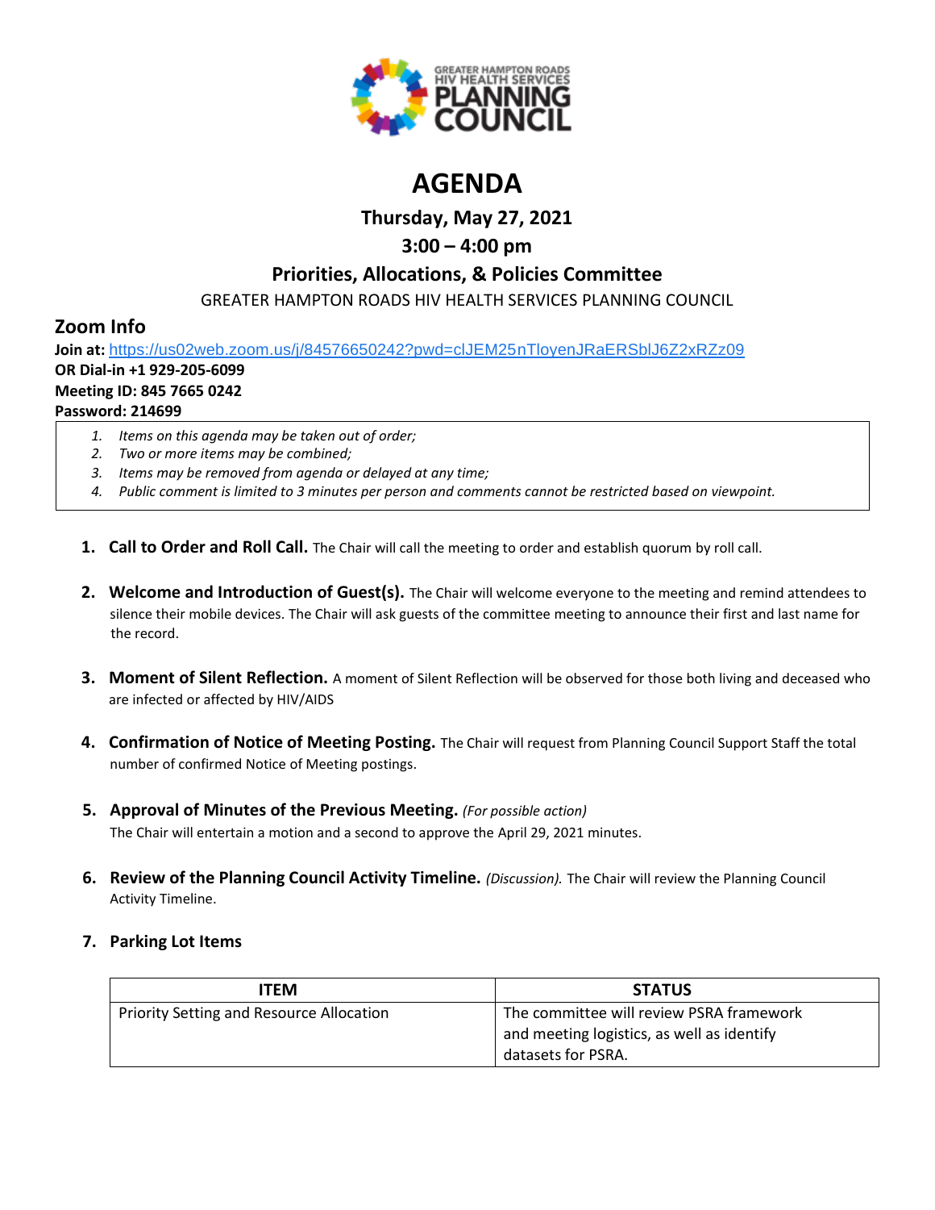GREATER HAMPTON ROADS HIV HEALTH SERVICES PLANNING COUNCIL

# AGENDA

## Thursday, May 27, 2021

## 3:00 – 4:00 pm

## Priorities, Allocations, & Policies Committee

GREATER HAMPTON ROADS HIV HEALTH SERVICES PLANNING COUNCIL

## Zoom Info

**Join at:** https://us02web.zoom.us/j/84576650242?pwd=clJEM25nTloyenJRaERSblJ6Z2xRZz09
**OR Dial-in +1 929-205-6099**
**Meeting ID: 845 7665 0242**
**Password: 214699**

1. *Items on this agenda may be taken out of order;*
2. *Two or more items may be combined;*
3. *Items may be removed from agenda or delayed at any time;*
4. *Public comment is limited to 3 minutes per person and comments cannot be restricted based on viewpoint.*

1. **Call to Order and Roll Call.** The Chair will call the meeting to order and establish quorum by roll call.

2. **Welcome and Introduction of Guest(s).** The Chair will welcome everyone to the meeting and remind attendees to silence their mobile devices. The Chair will ask guests of the committee meeting to announce their first and last name for the record.

3. **Moment of Silent Reflection.** A moment of Silent Reflection will be observed for those both living and deceased who are infected or affected by HIV/AIDS

4. **Confirmation of Notice of Meeting Posting.** The Chair will request from Planning Council Support Staff the total number of confirmed Notice of Meeting postings.

5. **Approval of Minutes of the Previous Meeting.** *(For possible action)*
   The Chair will entertain a motion and a second to approve the April 29, 2021 minutes.

6. **Review of the Planning Council Activity Timeline.** *(Discussion).* The Chair will review the Planning Council Activity Timeline.

7. **Parking Lot Items**

| ITEM | STATUS |
|---|---|
| Priority Setting and Resource Allocation | The committee will review PSRA framework and meeting logistics, as well as identify datasets for PSRA. |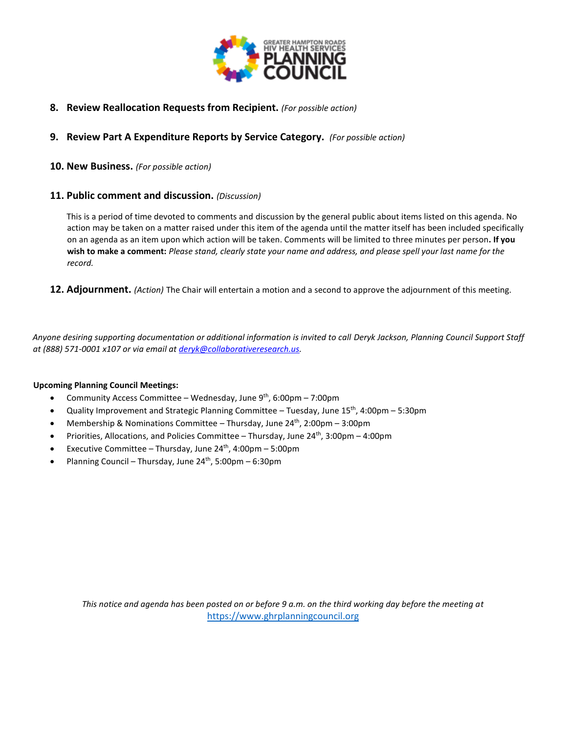**8. Review Reallocation Requests from Recipient.** *(For possible action)*

**9. Review Part A Expenditure Reports by Service Category.** *(For possible action)*

**10. New Business.** *(For possible action)*

**11. Public comment and discussion.** *(Discussion)*

This is a period of time devoted to comments and discussion by the general public about items listed on this agenda. No action may be taken on a matter raised under this item of the agenda until the matter itself has been included specifically on an agenda as an item upon which action will be taken. Comments will be limited to three minutes per person**. If you wish to make a comment:** *Please stand, clearly state your name and address, and please spell your last name for the record.*

**12. Adjournment.** *(Action)* The Chair will entertain a motion and a second to approve the adjournment of this meeting.

*Anyone desiring supporting documentation or additional information is invited to call Deryk Jackson, Planning Council Support Staff at (888) 571-0001 x107 or via email at [deryk@collaborativeresearch.us](mailto:deryk@collaborativeresearch.us).*

**Upcoming Planning Council Meetings:**

- Community Access Committee – Wednesday, June 9th, 6:00pm – 7:00pm
- Quality Improvement and Strategic Planning Committee – Tuesday, June 15th, 4:00pm – 5:30pm
- Membership & Nominations Committee – Thursday, June 24th, 2:00pm – 3:00pm
- Priorities, Allocations, and Policies Committee – Thursday, June 24th, 3:00pm – 4:00pm
- Executive Committee – Thursday, June 24th, 4:00pm – 5:00pm
- Planning Council – Thursday, June 24th, 5:00pm – 6:30pm

*This notice and agenda has been posted on or before 9 a.m. on the third working day before the meeting at* [https://www.ghrplanningcouncil.org](https://www.ghrplanningcouncil.org)